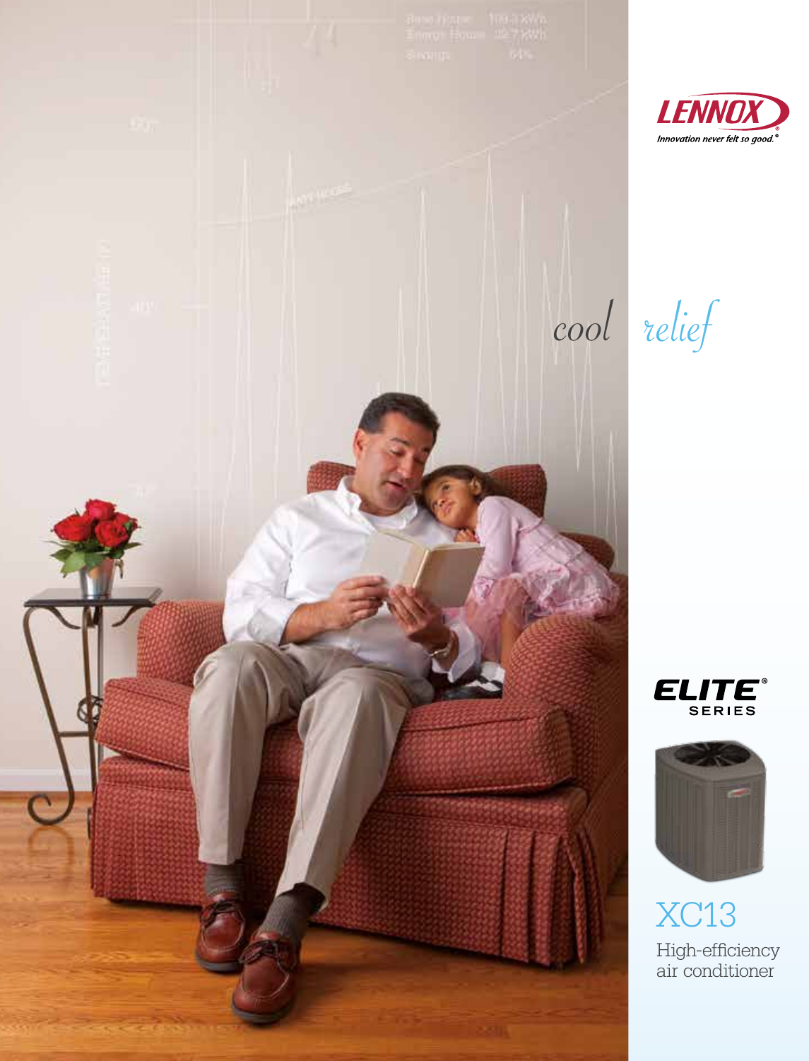LENNOX

Innovation never felt so good.®

# *cool relief*

ELITE® SERIES

## XC13

High-efficiency air conditioner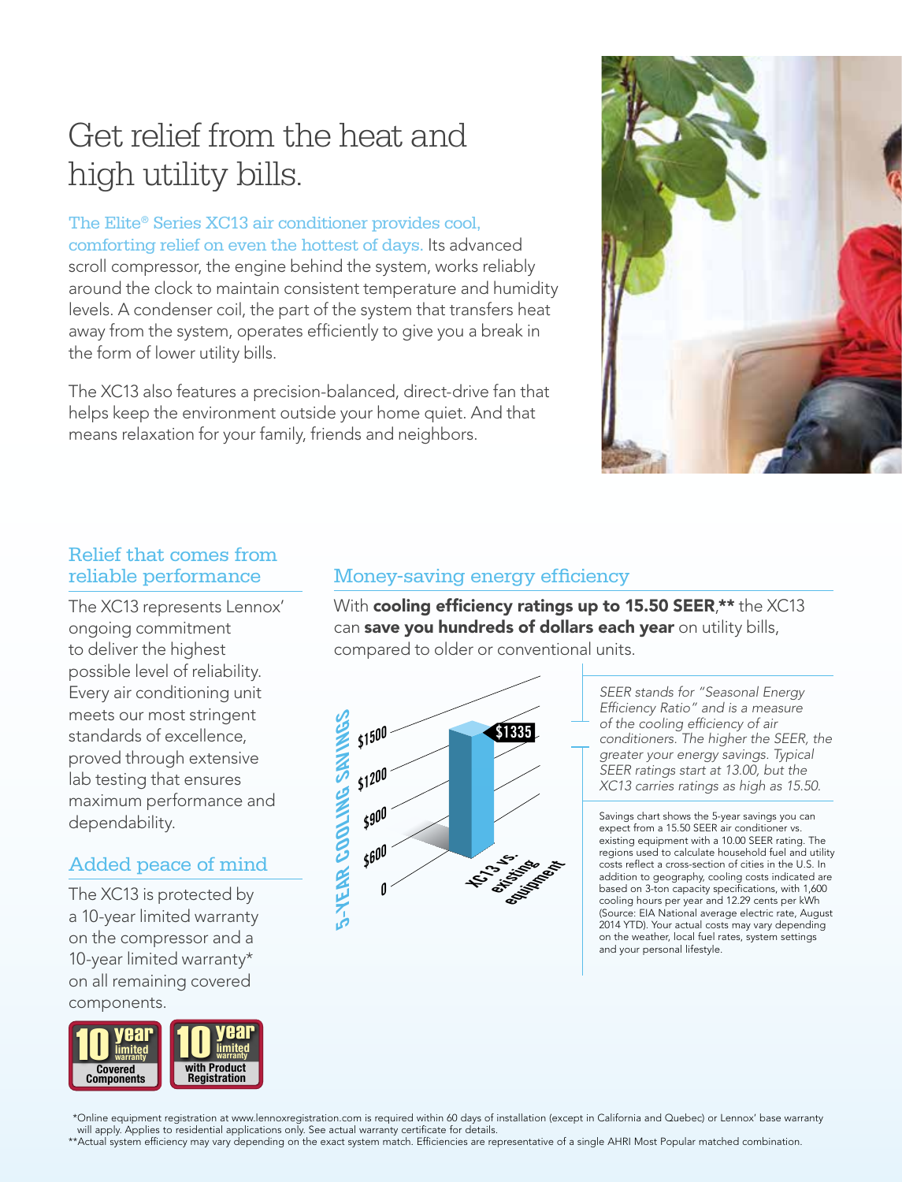# Get relief from the heat and high utility bills.

The Elite® Series XC13 air conditioner provides cool, comforting relief on even the hottest of days. Its advanced scroll compressor, the engine behind the system, works reliably around the clock to maintain consistent temperature and humidity levels. A condenser coil, the part of the system that transfers heat away from the system, operates efficiently to give you a break in the form of lower utility bills.

The XC13 also features a precision-balanced, direct-drive fan that helps keep the environment outside your home quiet. And that means relaxation for your family, friends and neighbors.

## Relief that comes from reliable performance

The XC13 represents Lennox' ongoing commitment to deliver the highest possible level of reliability. Every air conditioning unit meets our most stringent standards of excellence, proved through extensive lab testing that ensures maximum performance and dependability.

## Added peace of mind

The XC13 is protected by a 10-year limited warranty on the compressor and a 10-year limited warranty* on all remaining covered components.

10 year limited warranty Covered Components

10 year limited warranty with Product Registration

## Money-saving energy efficiency

With **cooling efficiency ratings up to 15.50 SEER**,** the XC13 can **save you hundreds of dollars each year** on utility bills, compared to older or conventional units.

5-YEAR COOLING SAVINGS

$1500 / $1200 / $900 / $600 / 0

$1335

XC13 vs. existing equipment

*SEER stands for "Seasonal Energy Efficiency Ratio" and is a measure of the cooling efficiency of air conditioners. The higher the SEER, the greater your energy savings. Typical SEER ratings start at 13.00, but the XC13 carries ratings as high as 15.50.*

Savings chart shows the 5-year savings you can expect from a 15.50 SEER air conditioner vs. existing equipment with a 10.00 SEER rating. The regions used to calculate household fuel and utility costs reflect a cross-section of cities in the U.S. In addition to geography, cooling costs indicated are based on 3-ton capacity specifications, with 1,600 cooling hours per year and 12.29 cents per kWh (Source: EIA National average electric rate, August 2014 YTD). Your actual costs may vary depending on the weather, local fuel rates, system settings and your personal lifestyle.

*Online equipment registration at www.lennoxregistration.com is required within 60 days of installation (except in California and Quebec) or Lennox' base warranty will apply. Applies to residential applications only. See actual warranty certificate for details.

**Actual system efficiency may vary depending on the exact system match. Efficiencies are representative of a single AHRI Most Popular matched combination.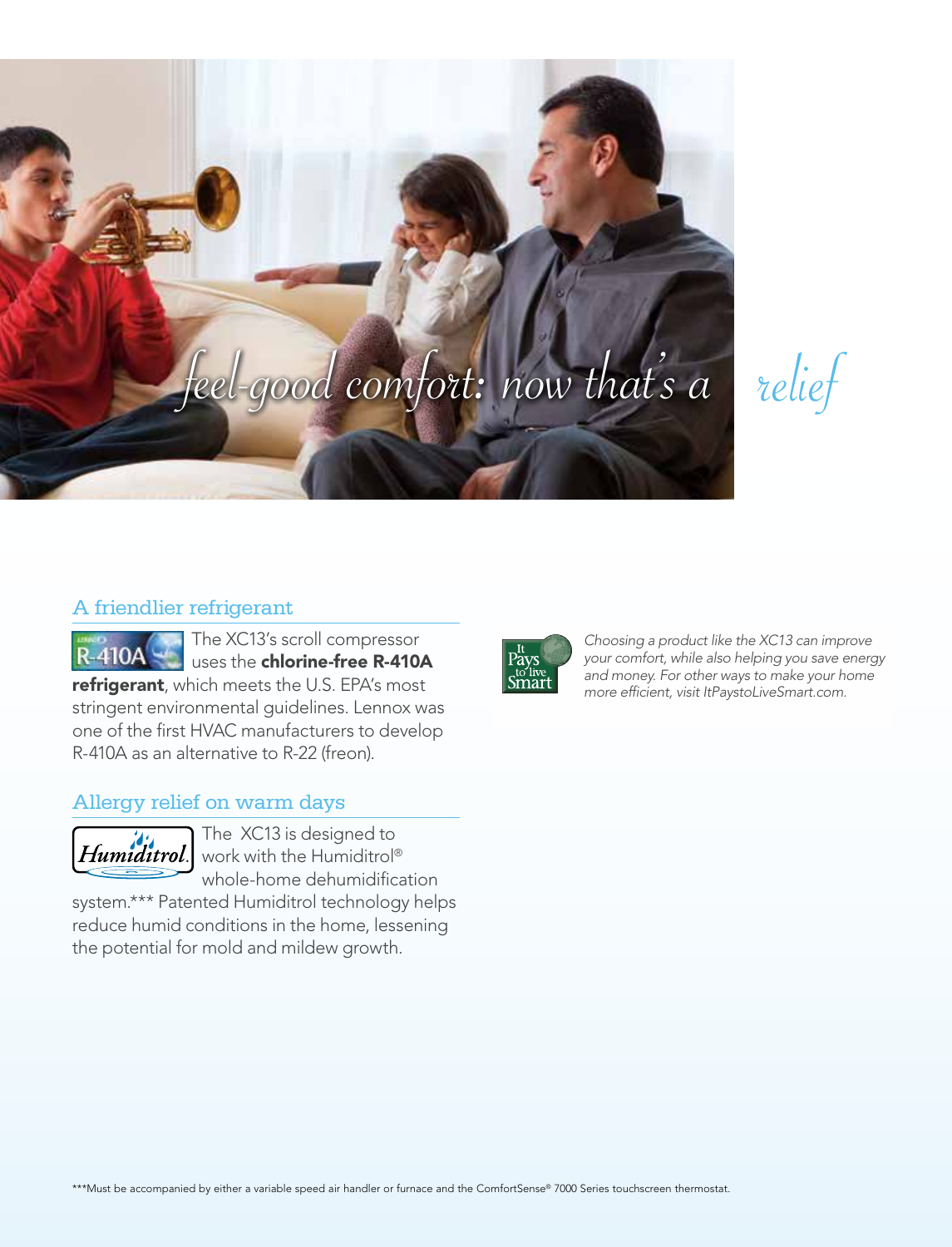*feel-good comfort: now that's a relief*

## A friendlier refrigerant

The XC13's scroll compressor uses the **chlorine-free R-410A refrigerant**, which meets the U.S. EPA's most stringent environmental guidelines. Lennox was one of the first HVAC manufacturers to develop R-410A as an alternative to R-22 (freon).

## Allergy relief on warm days

The XC13 is designed to work with the Humiditrol® whole-home dehumidification system.*** Patented Humiditrol technology helps reduce humid conditions in the home, lessening the potential for mold and mildew growth.

*Choosing a product like the XC13 can improve your comfort, while also helping you save energy and money. For other ways to make your home more efficient, visit ItPaystoLiveSmart.com.*

***Must be accompanied by either a variable speed air handler or furnace and the ComfortSense® 7000 Series touchscreen thermostat.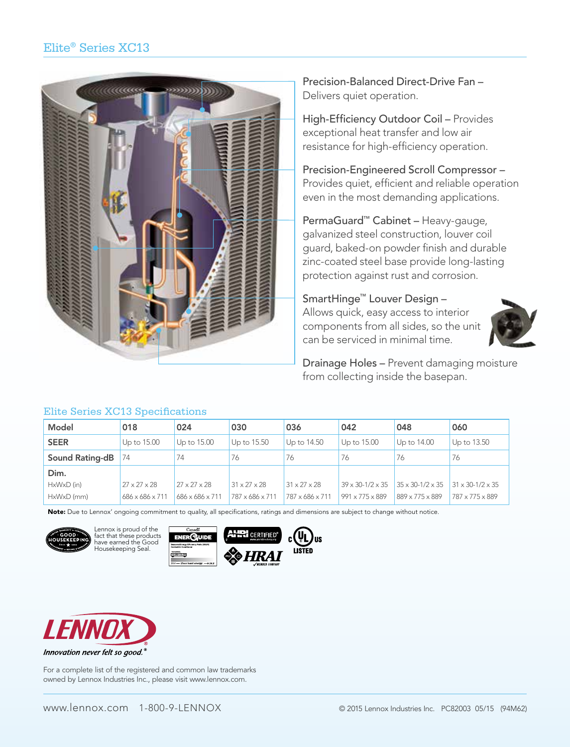## Elite® Series XC13

**Precision-Balanced Direct-Drive Fan** – Delivers quiet operation.

**High-Efficiency Outdoor Coil** – Provides exceptional heat transfer and low air resistance for high-efficiency operation.

**Precision-Engineered Scroll Compressor** – Provides quiet, efficient and reliable operation even in the most demanding applications.

**PermaGuard™ Cabinet** – Heavy-gauge, galvanized steel construction, louver coil guard, baked-on powder finish and durable zinc-coated steel base provide long-lasting protection against rust and corrosion.

**SmartHinge™ Louver Design** – Allows quick, easy access to interior components from all sides, so the unit can be serviced in minimal time.

**Drainage Holes** – Prevent damaging moisture from collecting inside the basepan.

### Elite Series XC13 Specifications

| Model | 018 | 024 | 030 | 036 | 042 | 048 | 060 |
|---|---|---|---|---|---|---|---|
| SEER | Up to 15.00 | Up to 15.00 | Up to 15.50 | Up to 14.50 | Up to 15.00 | Up to 14.00 | Up to 13.50 |
| Sound Rating-dB | 74 | 74 | 76 | 76 | 76 | 76 | 76 |
| Dim. HxWxD (in) | 27 x 27 x 28 | 27 x 27 x 28 | 31 x 27 x 28 | 31 x 27 x 28 | 39 x 30-1/2 x 35 | 35 x 30-1/2 x 35 | 31 x 30-1/2 x 35 |
| Dim. HxWxD (mm) | 686 x 686 x 711 | 686 x 686 x 711 | 787 x 686 x 711 | 787 x 686 x 711 | 991 x 775 x 889 | 889 x 775 x 889 | 787 x 775 x 889 |

**Note:** Due to Lennox' ongoing commitment to quality, all specifications, ratings and dimensions are subject to change without notice.

Lennox is proud of the fact that these products have earned the Good Housekeeping Seal.

LENNOX

*Innovation never felt so good.®*

For a complete list of the registered and common law trademarks owned by Lennox Industries Inc., please visit www.lennox.com.

www.lennox.com 1-800-9-LENNOX

© 2015 Lennox Industries Inc. PC82003 05/15 (94M62)